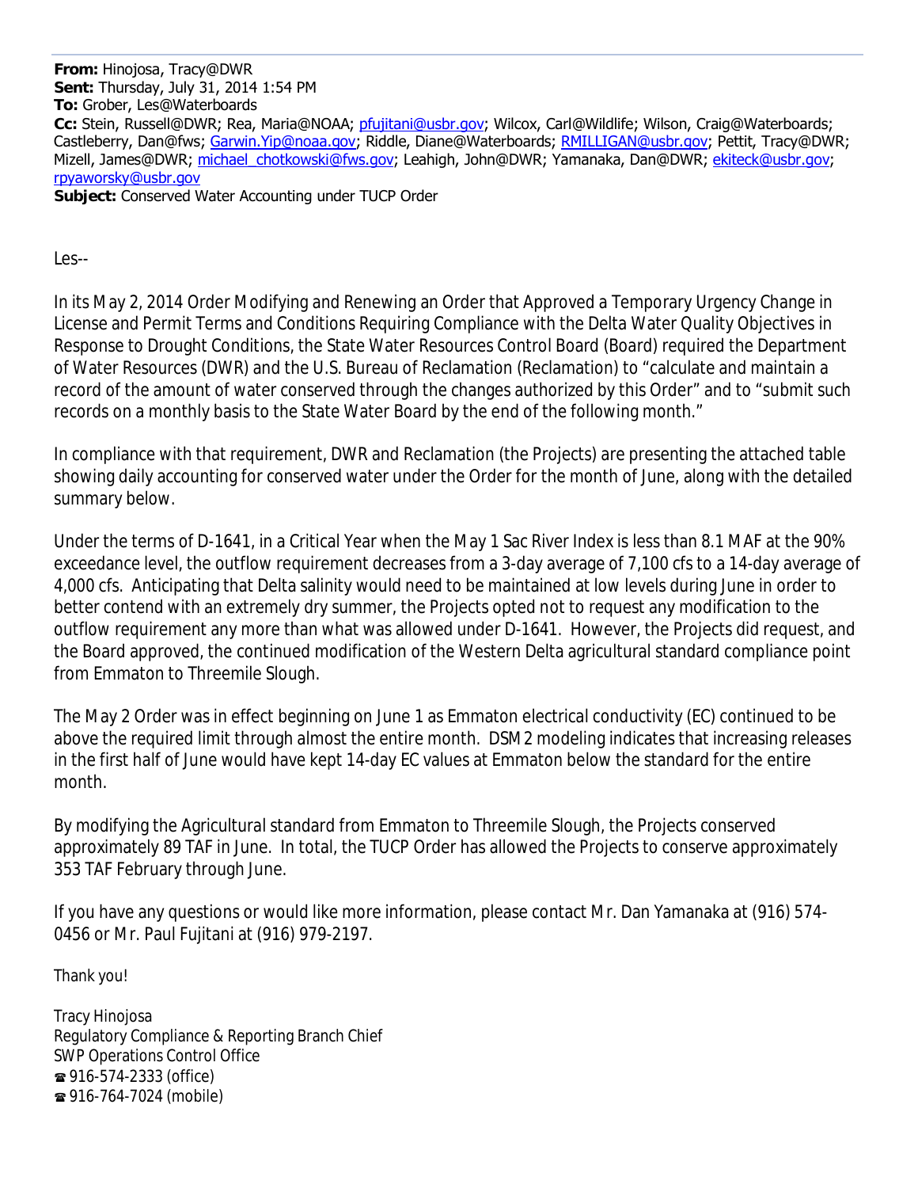**From:** Hinojosa, Tracy@DWR
**Sent:** Thursday, July 31, 2014 1:54 PM
**To:** Grober, Les@Waterboards
**Cc:** Stein, Russell@DWR; Rea, Maria@NOAA; pfujitani@usbr.gov; Wilcox, Carl@Wildlife; Wilson, Craig@Waterboards; Castleberry, Dan@fws; Garwin.Yip@noaa.gov; Riddle, Diane@Waterboards; RMILLIGAN@usbr.gov; Pettit, Tracy@DWR; Mizell, James@DWR; michael_chotkowski@fws.gov; Leahigh, John@DWR; Yamanaka, Dan@DWR; ekiteck@usbr.gov; rpyaworsky@usbr.gov
**Subject:** Conserved Water Accounting under TUCP Order

Les--

In its May 2, 2014 Order Modifying and Renewing an Order that Approved a Temporary Urgency Change in License and Permit Terms and Conditions Requiring Compliance with the Delta Water Quality Objectives in Response to Drought Conditions, the State Water Resources Control Board (Board) required the Department of Water Resources (DWR) and the U.S. Bureau of Reclamation (Reclamation) to "calculate and maintain a record of the amount of water conserved through the changes authorized by this Order" and to "submit such records on a monthly basis to the State Water Board by the end of the following month."

In compliance with that requirement, DWR and Reclamation (the Projects) are presenting the attached table showing daily accounting for conserved water under the Order for the month of June, along with the detailed summary below.

Under the terms of D-1641, in a Critical Year when the May 1 Sac River Index is less than 8.1 MAF at the 90% exceedance level, the outflow requirement decreases from a 3-day average of 7,100 cfs to a 14-day average of 4,000 cfs. Anticipating that Delta salinity would need to be maintained at low levels during June in order to better contend with an extremely dry summer, the Projects opted not to request any modification to the outflow requirement any more than what was allowed under D-1641. However, the Projects did request, and the Board approved, the continued modification of the Western Delta agricultural standard compliance point from Emmaton to Threemile Slough.

The May 2 Order was in effect beginning on June 1 as Emmaton electrical conductivity (EC) continued to be above the required limit through almost the entire month. DSM2 modeling indicates that increasing releases in the first half of June would have kept 14-day EC values at Emmaton below the standard for the entire month.

By modifying the Agricultural standard from Emmaton to Threemile Slough, the Projects conserved approximately 89 TAF in June. In total, the TUCP Order has allowed the Projects to conserve approximately 353 TAF February through June.

If you have any questions or would like more information, please contact Mr. Dan Yamanaka at (916) 574-0456 or Mr. Paul Fujitani at (916) 979-2197.

Thank you!

Tracy Hinojosa
Regulatory Compliance & Reporting Branch Chief
SWP Operations Control Office
☎ 916-574-2333 (office)
☎ 916-764-7024 (mobile)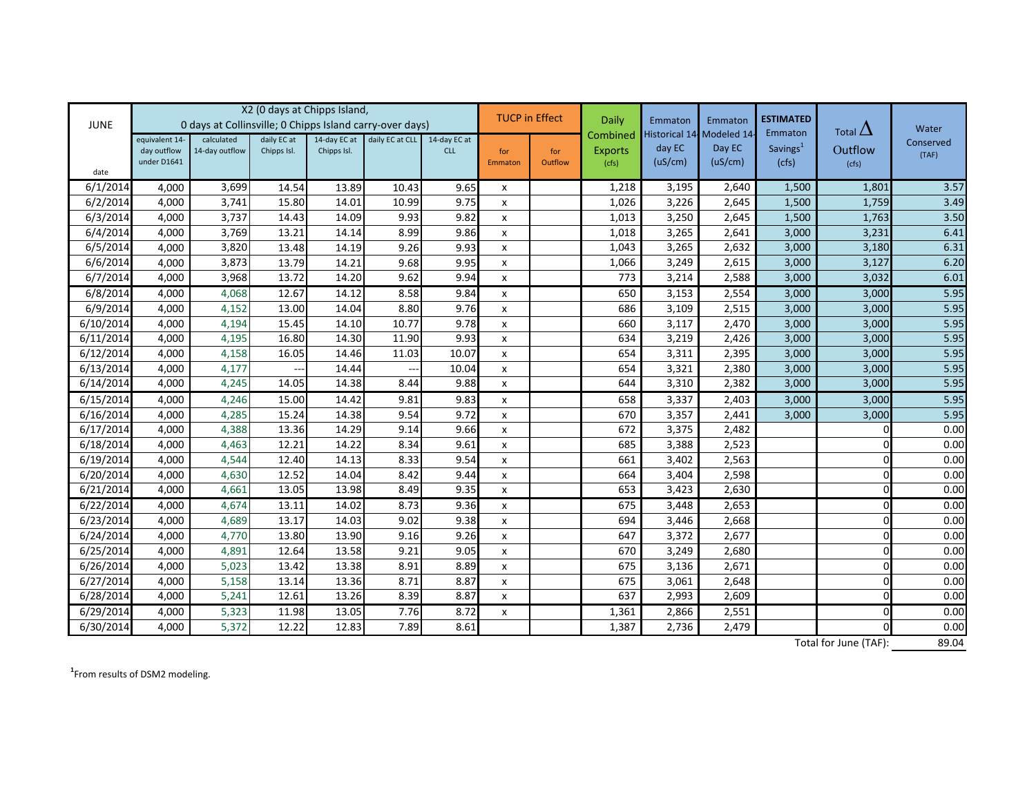| JUNE | X2 (0 days at Chipps Island, 0 days at Collinsville; 0 Chipps Island carry-over days) | | | | | | TUCP in Effect | | Daily Combined Exports (cfs) | Emmaton Historical 14-day EC (uS/cm) | Emmaton Modeled 14-Day EC (uS/cm) | ESTIMATED Emmaton Savings[1] (cfs) | Total $\Delta$ Outflow (cfs) | Water Conserved (TAF) |
|---|---|---|---|---|---|---|---|---|---|---|---|---|---|---|
| date | equivalent 14-day outflow under D1641 | calculated 14-day outflow | daily EC at Chipps Isl. | 14-day EC at Chipps Isl. | daily EC at CLL | 14-day EC at CLL | for Emmaton | for Outflow | | | | | | |
| 6/1/2014 | 4,000 | 3,699 | 14.54 | 13.89 | 10.43 | 9.65 | x | | 1,218 | 3,195 | 2,640 | 1,500 | 1,801 | 3.57 |
| 6/2/2014 | 4,000 | 3,741 | 15.80 | 14.01 | 10.99 | 9.75 | x | | 1,026 | 3,226 | 2,645 | 1,500 | 1,759 | 3.49 |
| 6/3/2014 | 4,000 | 3,737 | 14.43 | 14.09 | 9.93 | 9.82 | x | | 1,013 | 3,250 | 2,645 | 1,500 | 1,763 | 3.50 |
| 6/4/2014 | 4,000 | 3,769 | 13.21 | 14.14 | 8.99 | 9.86 | x | | 1,018 | 3,265 | 2,641 | 3,000 | 3,231 | 6.41 |
| 6/5/2014 | 4,000 | 3,820 | 13.48 | 14.19 | 9.26 | 9.93 | x | | 1,043 | 3,265 | 2,632 | 3,000 | 3,180 | 6.31 |
| 6/6/2014 | 4,000 | 3,873 | 13.79 | 14.21 | 9.68 | 9.95 | x | | 1,066 | 3,249 | 2,615 | 3,000 | 3,127 | 6.20 |
| 6/7/2014 | 4,000 | 3,968 | 13.72 | 14.20 | 9.62 | 9.94 | x | | 773 | 3,214 | 2,588 | 3,000 | 3,032 | 6.01 |
| 6/8/2014 | 4,000 | 4,068 | 12.67 | 14.12 | 8.58 | 9.84 | x | | 650 | 3,153 | 2,554 | 3,000 | 3,000 | 5.95 |
| 6/9/2014 | 4,000 | 4,152 | 13.00 | 14.04 | 8.80 | 9.76 | x | | 686 | 3,109 | 2,515 | 3,000 | 3,000 | 5.95 |
| 6/10/2014 | 4,000 | 4,194 | 15.45 | 14.10 | 10.77 | 9.78 | x | | 660 | 3,117 | 2,470 | 3,000 | 3,000 | 5.95 |
| 6/11/2014 | 4,000 | 4,195 | 16.80 | 14.30 | 11.90 | 9.93 | x | | 634 | 3,219 | 2,426 | 3,000 | 3,000 | 5.95 |
| 6/12/2014 | 4,000 | 4,158 | 16.05 | 14.46 | 11.03 | 10.07 | x | | 654 | 3,311 | 2,395 | 3,000 | 3,000 | 5.95 |
| 6/13/2014 | 4,000 | 4,177 | --- | 14.44 | --- | 10.04 | x | | 654 | 3,321 | 2,380 | 3,000 | 3,000 | 5.95 |
| 6/14/2014 | 4,000 | 4,245 | 14.05 | 14.38 | 8.44 | 9.88 | x | | 644 | 3,310 | 2,382 | 3,000 | 3,000 | 5.95 |
| 6/15/2014 | 4,000 | 4,246 | 15.00 | 14.42 | 9.81 | 9.83 | x | | 658 | 3,337 | 2,403 | 3,000 | 3,000 | 5.95 |
| 6/16/2014 | 4,000 | 4,285 | 15.24 | 14.38 | 9.54 | 9.72 | x | | 670 | 3,357 | 2,441 | 3,000 | 3,000 | 5.95 |
| 6/17/2014 | 4,000 | 4,388 | 13.36 | 14.29 | 9.14 | 9.66 | x | | 672 | 3,375 | 2,482 | | 0 | 0.00 |
| 6/18/2014 | 4,000 | 4,463 | 12.21 | 14.22 | 8.34 | 9.61 | x | | 685 | 3,388 | 2,523 | | 0 | 0.00 |
| 6/19/2014 | 4,000 | 4,544 | 12.40 | 14.13 | 8.33 | 9.54 | x | | 661 | 3,402 | 2,563 | | 0 | 0.00 |
| 6/20/2014 | 4,000 | 4,630 | 12.52 | 14.04 | 8.42 | 9.44 | x | | 664 | 3,404 | 2,598 | | 0 | 0.00 |
| 6/21/2014 | 4,000 | 4,661 | 13.05 | 13.98 | 8.49 | 9.35 | x | | 653 | 3,423 | 2,630 | | 0 | 0.00 |
| 6/22/2014 | 4,000 | 4,674 | 13.11 | 14.02 | 8.73 | 9.36 | x | | 675 | 3,448 | 2,653 | | 0 | 0.00 |
| 6/23/2014 | 4,000 | 4,689 | 13.17 | 14.03 | 9.02 | 9.38 | x | | 694 | 3,446 | 2,668 | | 0 | 0.00 |
| 6/24/2014 | 4,000 | 4,770 | 13.80 | 13.90 | 9.16 | 9.26 | x | | 647 | 3,372 | 2,677 | | 0 | 0.00 |
| 6/25/2014 | 4,000 | 4,891 | 12.64 | 13.58 | 9.21 | 9.05 | x | | 670 | 3,249 | 2,680 | | 0 | 0.00 |
| 6/26/2014 | 4,000 | 5,023 | 13.42 | 13.38 | 8.91 | 8.89 | x | | 675 | 3,136 | 2,671 | | 0 | 0.00 |
| 6/27/2014 | 4,000 | 5,158 | 13.14 | 13.36 | 8.71 | 8.87 | x | | 675 | 3,061 | 2,648 | | 0 | 0.00 |
| 6/28/2014 | 4,000 | 5,241 | 12.61 | 13.26 | 8.39 | 8.87 | x | | 637 | 2,993 | 2,609 | | 0 | 0.00 |
| 6/29/2014 | 4,000 | 5,323 | 11.98 | 13.05 | 7.76 | 8.72 | x | | 1,361 | 2,866 | 2,551 | | 0 | 0.00 |
| 6/30/2014 | 4,000 | 5,372 | 12.22 | 12.83 | 7.89 | 8.61 | | | 1,387 | 2,736 | 2,479 | | 0 | 0.00 |
| | | | | | | | | | | | | | Total for June (TAF): | 89.04 |

[1]From results of DSM2 modeling.